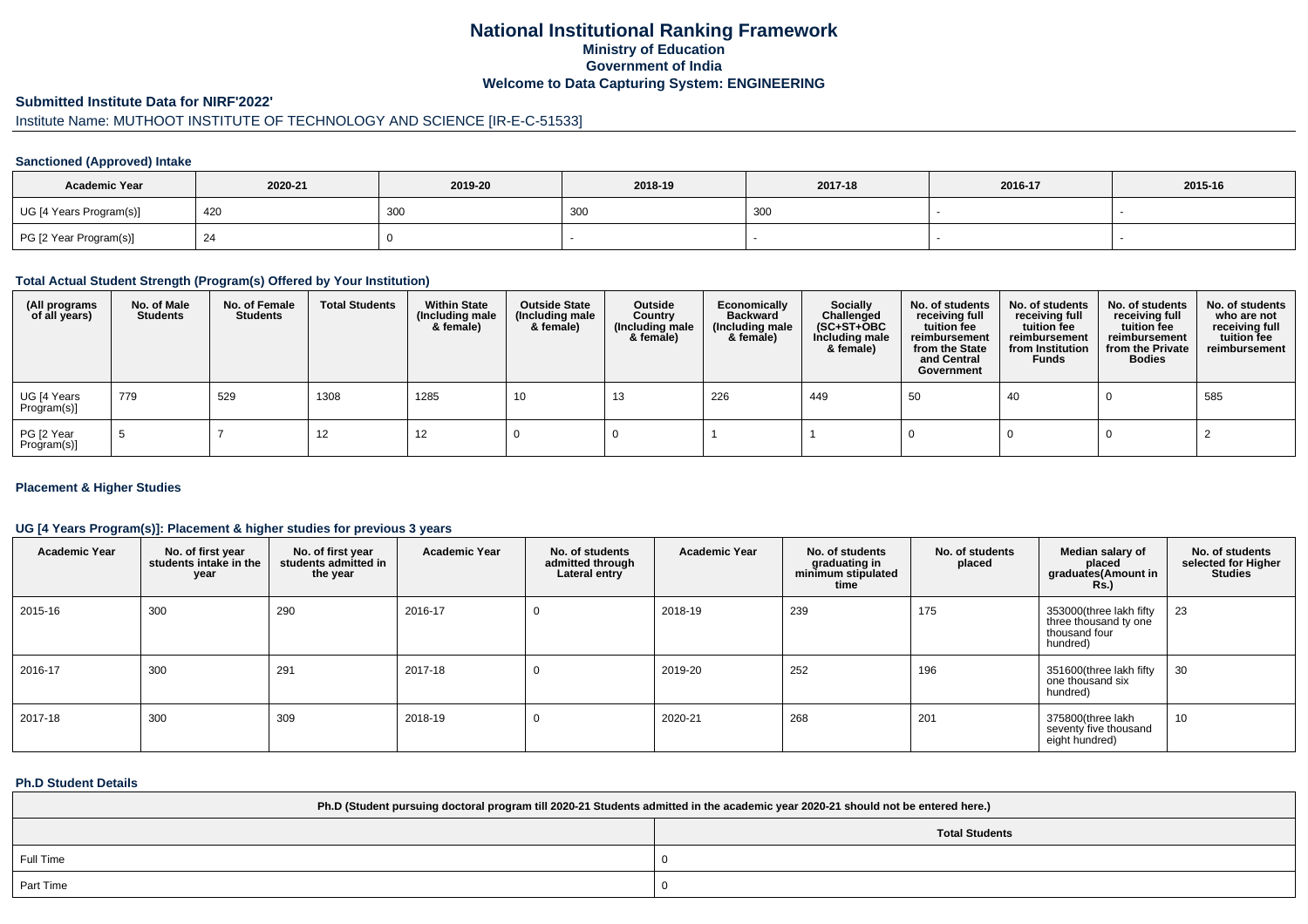# National Institutional Ranking Framework
## Ministry of Education
## Government of India
## Welcome to Data Capturing System: ENGINEERING

### Submitted Institute Data for NIRF'2022'

Institute Name: MUTHOOT INSTITUTE OF TECHNOLOGY AND SCIENCE [IR-E-C-51533]

### Sanctioned (Approved) Intake

| Academic Year | 2020-21 | 2019-20 | 2018-19 | 2017-18 | 2016-17 | 2015-16 |
|---|---|---|---|---|---|---|
| UG [4 Years Program(s)] | 420 | 300 | 300 | 300 | - | - |
| PG [2 Year Program(s)] | 24 | 0 | - | - | - | - |

### Total Actual Student Strength (Program(s) Offered by Your Institution)

| (All programs of all years) | No. of Male Students | No. of Female Students | Total Students | Within State (Including male & female) | Outside State (Including male & female) | Outside Country (Including male & female) | Economically Backward (Including male & female) | Socially Challenged (SC+ST+OBC Including male & female) | No. of students receiving full tuition fee reimbursement from the State and Central Government | No. of students receiving full tuition fee reimbursement from Institution Funds | No. of students receiving full tuition fee reimbursement from the Private Bodies | No. of students who are not receiving full tuition fee reimbursement |
|---|---|---|---|---|---|---|---|---|---|---|---|---|
| UG [4 Years Program(s)] | 779 | 529 | 1308 | 1285 | 10 | 13 | 226 | 449 | 50 | 40 | 0 | 585 |
| PG [2 Year Program(s)] | 5 | 7 | 12 | 12 | 0 | 0 | 1 | 1 | 0 | 0 | 0 | 2 |

### Placement & Higher Studies

### UG [4 Years Program(s)]: Placement & higher studies for previous 3 years

| Academic Year | No. of first year students intake in the year | No. of first year students admitted in the year | Academic Year | No. of students admitted through Lateral entry | Academic Year | No. of students graduating in minimum stipulated time | No. of students placed | Median salary of placed graduates(Amount in Rs.) | No. of students selected for Higher Studies |
|---|---|---|---|---|---|---|---|---|---|
| 2015-16 | 300 | 290 | 2016-17 | 0 | 2018-19 | 239 | 175 | 353000(three lakh fifty three thousand ty one thousand four hundred) | 23 |
| 2016-17 | 300 | 291 | 2017-18 | 0 | 2019-20 | 252 | 196 | 351600(three lakh fifty one thousand six hundred) | 30 |
| 2017-18 | 300 | 309 | 2018-19 | 0 | 2020-21 | 268 | 201 | 375800(three lakh seventy five thousand eight hundred) | 10 |

### Ph.D Student Details

| Ph.D (Student pursuing doctoral program till 2020-21 Students admitted in the academic year 2020-21 should not be entered here.) | |
|---|---|
| | Total Students |
| Full Time | 0 |
| Part Time | 0 |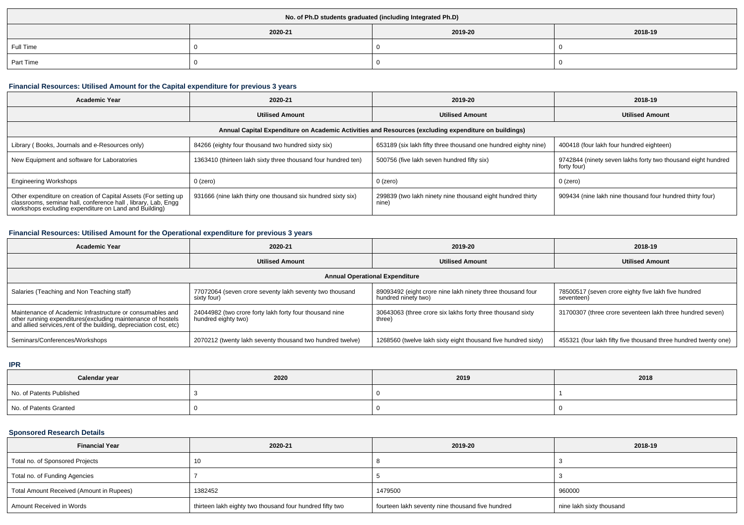| No. of Ph.D students graduated (including Integrated Ph.D) | | | |
|---|---|---|---|
| | 2020-21 | 2019-20 | 2018-19 |
| Full Time | 0 | 0 | 0 |
| Part Time | 0 | 0 | 0 |

### Financial Resources: Utilised Amount for the Capital expenditure for previous 3 years

| Academic Year | 2020-21 | 2019-20 | 2018-19 |
|---|---|---|---|
| | Utilised Amount | Utilised Amount | Utilised Amount |
| Annual Capital Expenditure on Academic Activities and Resources (excluding expenditure on buildings) | | | |
| Library ( Books, Journals and e-Resources only) | 84266 (eighty four thousand two hundred sixty six) | 653189 (six lakh fifty three thousand one hundred eighty nine) | 400418 (four lakh four hundred eighteen) |
| New Equipment and software for Laboratories | 1363410 (thirteen lakh sixty three thousand four hundred ten) | 500756 (five lakh seven hundred fifty six) | 9742844 (ninety seven lakhs forty two thousand eight hundred forty four) |
| Engineering Workshops | 0 (zero) | 0 (zero) | 0 (zero) |
| Other expenditure on creation of Capital Assets (For setting up classrooms, seminar hall, conference hall , library, Lab, Engg workshops excluding expenditure on Land and Building) | 931666 (nine lakh thirty one thousand six hundred sixty six) | 299839 (two lakh ninety nine thousand eight hundred thirty nine) | 909434 (nine lakh nine thousand four hundred thirty four) |

### Financial Resources: Utilised Amount for the Operational expenditure for previous 3 years

| Academic Year | 2020-21 | 2019-20 | 2018-19 |
|---|---|---|---|
| | Utilised Amount | Utilised Amount | Utilised Amount |
| Annual Operational Expenditure | | | |
| Salaries (Teaching and Non Teaching staff) | 77072064 (seven crore seventy lakh seventy two thousand sixty four) | 89093492 (eight crore nine lakh ninety three thousand four hundred ninety two) | 78500517 (seven crore eighty five lakh five hundred seventeen) |
| Maintenance of Academic Infrastructure or consumables and other running expenditures(excluding maintenance of hostels and allied services,rent of the building, depreciation cost, etc) | 24044982 (two crore forty lakh forty four thousand nine hundred eighty two) | 30643063 (three crore six lakhs forty three thousand sixty three) | 31700307 (three crore seventeen lakh three hundred seven) |
| Seminars/Conferences/Workshops | 2070212 (twenty lakh seventy thousand two hundred twelve) | 1268560 (twelve lakh sixty eight thousand five hundred sixty) | 455321 (four lakh fifty five thousand three hundred twenty one) |

### IPR

| Calendar year | 2020 | 2019 | 2018 |
|---|---|---|---|
| No. of Patents Published | 3 | 0 | 1 |
| No. of Patents Granted | 0 | 0 | 0 |

### Sponsored Research Details

| Financial Year | 2020-21 | 2019-20 | 2018-19 |
|---|---|---|---|
| Total no. of Sponsored Projects | 10 | 8 | 3 |
| Total no. of Funding Agencies | 7 | 5 | 3 |
| Total Amount Received (Amount in Rupees) | 1382452 | 1479500 | 960000 |
| Amount Received in Words | thirteen lakh eighty two thousand four hundred fifty two | fourteen lakh seventy nine thousand five hundred | nine lakh sixty thousand |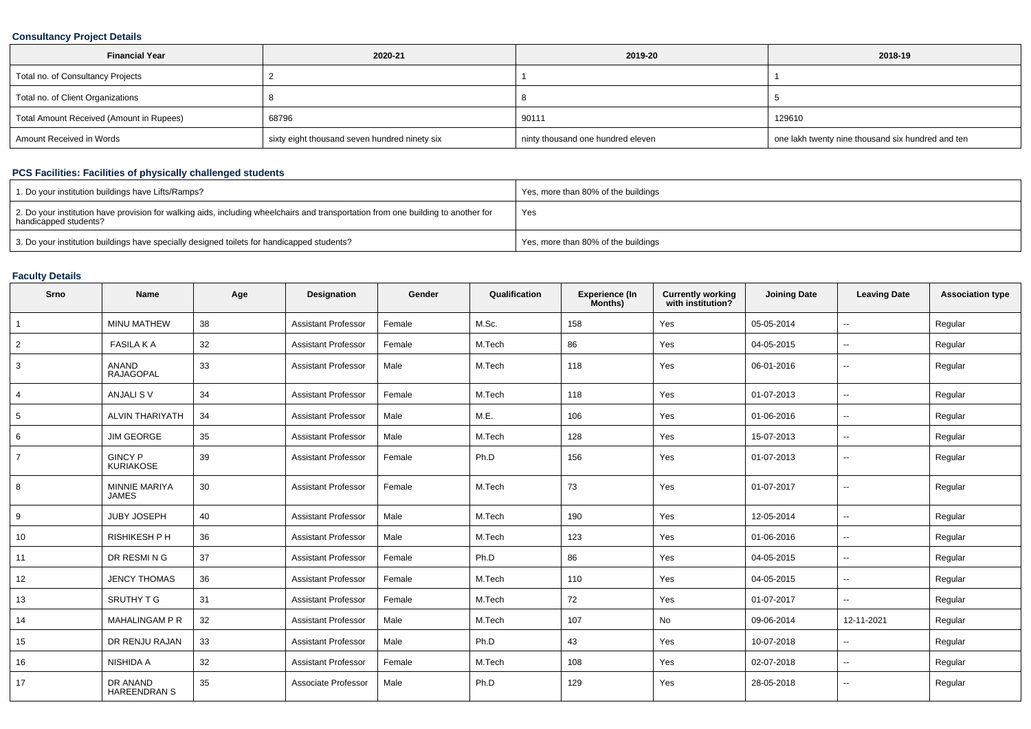### Consultancy Project Details

| Financial Year | 2020-21 | 2019-20 | 2018-19 |
| --- | --- | --- | --- |
| Total no. of Consultancy Projects | 2 | 1 | 1 |
| Total no. of Client Organizations | 8 | 8 | 5 |
| Total Amount Received (Amount in Rupees) | 68796 | 90111 | 129610 |
| Amount Received in Words | sixty eight thousand seven hundred ninety six | ninty thousand one hundred eleven | one lakh twenty nine thousand six hundred and ten |

### PCS Facilities: Facilities of physically challenged students

| | |
| --- | --- |
| 1. Do your institution buildings have Lifts/Ramps? | Yes, more than 80% of the buildings |
| 2. Do your institution have provision for walking aids, including wheelchairs and transportation from one building to another for handicapped students? | Yes |
| 3. Do your institution buildings have specially designed toilets for handicapped students? | Yes, more than 80% of the buildings |

### Faculty Details

| Srno | Name | Age | Designation | Gender | Qualification | Experience (In Months) | Currently working with institution? | Joining Date | Leaving Date | Association type |
| --- | --- | --- | --- | --- | --- | --- | --- | --- | --- | --- |
| 1 | MINU MATHEW | 38 | Assistant Professor | Female | M.Sc. | 158 | Yes | 05-05-2014 | -- | Regular |
| 2 | FASILA K A | 32 | Assistant Professor | Female | M.Tech | 86 | Yes | 04-05-2015 | -- | Regular |
| 3 | ANAND RAJAGOPAL | 33 | Assistant Professor | Male | M.Tech | 118 | Yes | 06-01-2016 | -- | Regular |
| 4 | ANJALI S V | 34 | Assistant Professor | Female | M.Tech | 118 | Yes | 01-07-2013 | -- | Regular |
| 5 | ALVIN THARIYATH | 34 | Assistant Professor | Male | M.E. | 106 | Yes | 01-06-2016 | -- | Regular |
| 6 | JIM GEORGE | 35 | Assistant Professor | Male | M.Tech | 128 | Yes | 15-07-2013 | -- | Regular |
| 7 | GINCY P KURIAKOSE | 39 | Assistant Professor | Female | Ph.D | 156 | Yes | 01-07-2013 | -- | Regular |
| 8 | MINNIE MARIYA JAMES | 30 | Assistant Professor | Female | M.Tech | 73 | Yes | 01-07-2017 | -- | Regular |
| 9 | JUBY JOSEPH | 40 | Assistant Professor | Male | M.Tech | 190 | Yes | 12-05-2014 | -- | Regular |
| 10 | RISHIKESH P H | 36 | Assistant Professor | Male | M.Tech | 123 | Yes | 01-06-2016 | -- | Regular |
| 11 | DR RESMI N G | 37 | Assistant Professor | Female | Ph.D | 86 | Yes | 04-05-2015 | -- | Regular |
| 12 | JENCY THOMAS | 36 | Assistant Professor | Female | M.Tech | 110 | Yes | 04-05-2015 | -- | Regular |
| 13 | SRUTHY T G | 31 | Assistant Professor | Female | M.Tech | 72 | Yes | 01-07-2017 | -- | Regular |
| 14 | MAHALINGAM P R | 32 | Assistant Professor | Male | M.Tech | 107 | No | 09-06-2014 | 12-11-2021 | Regular |
| 15 | DR RENJU RAJAN | 33 | Assistant Professor | Male | Ph.D | 43 | Yes | 10-07-2018 | -- | Regular |
| 16 | NISHIDA A | 32 | Assistant Professor | Female | M.Tech | 108 | Yes | 02-07-2018 | -- | Regular |
| 17 | DR ANAND HAREENDRAN S | 35 | Associate Professor | Male | Ph.D | 129 | Yes | 28-05-2018 | -- | Regular |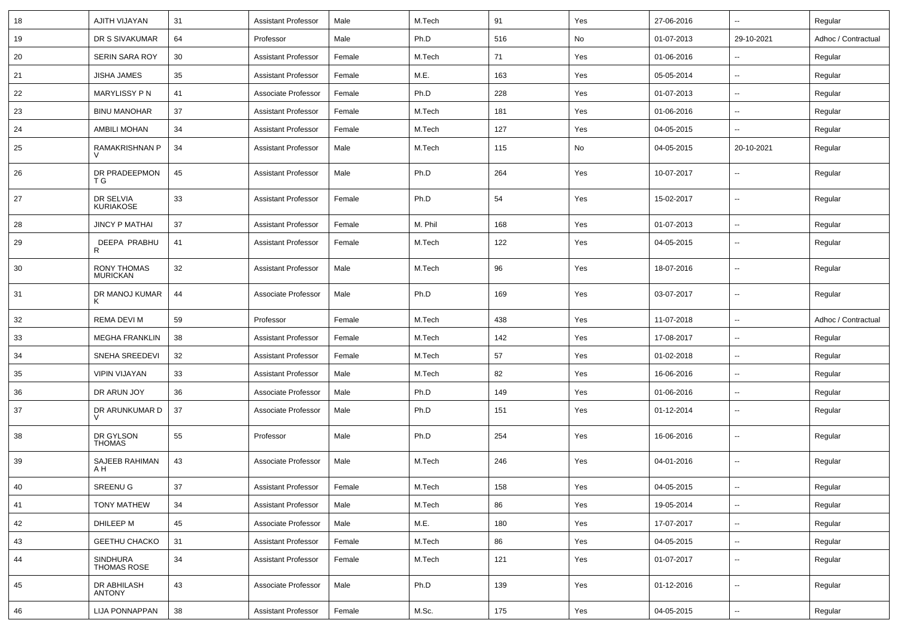| 18 | AJITH VIJAYAN | 31 | Assistant Professor | Male | M.Tech | 91 | Yes | 27-06-2016 | -- | Regular |
|---|---|---|---|---|---|---|---|---|---|---|
| 19 | DR S SIVAKUMAR | 64 | Professor | Male | Ph.D | 516 | No | 01-07-2013 | 29-10-2021 | Adhoc / Contractual |
| 20 | SERIN SARA ROY | 30 | Assistant Professor | Female | M.Tech | 71 | Yes | 01-06-2016 | -- | Regular |
| 21 | JISHA JAMES | 35 | Assistant Professor | Female | M.E. | 163 | Yes | 05-05-2014 | -- | Regular |
| 22 | MARYLISSY P N | 41 | Associate Professor | Female | Ph.D | 228 | Yes | 01-07-2013 | -- | Regular |
| 23 | BINU MANOHAR | 37 | Assistant Professor | Female | M.Tech | 181 | Yes | 01-06-2016 | -- | Regular |
| 24 | AMBILI MOHAN | 34 | Assistant Professor | Female | M.Tech | 127 | Yes | 04-05-2015 | -- | Regular |
| 25 | RAMAKRISHNAN P V | 34 | Assistant Professor | Male | M.Tech | 115 | No | 04-05-2015 | 20-10-2021 | Regular |
| 26 | DR PRADEEPMON T G | 45 | Assistant Professor | Male | Ph.D | 264 | Yes | 10-07-2017 | -- | Regular |
| 27 | DR SELVIA KURIAKOSE | 33 | Assistant Professor | Female | Ph.D | 54 | Yes | 15-02-2017 | -- | Regular |
| 28 | JINCY P MATHAI | 37 | Assistant Professor | Female | M. Phil | 168 | Yes | 01-07-2013 | -- | Regular |
| 29 | DEEPA PRABHU R | 41 | Assistant Professor | Female | M.Tech | 122 | Yes | 04-05-2015 | -- | Regular |
| 30 | RONY THOMAS MURICKAN | 32 | Assistant Professor | Male | M.Tech | 96 | Yes | 18-07-2016 | -- | Regular |
| 31 | DR MANOJ KUMAR K | 44 | Associate Professor | Male | Ph.D | 169 | Yes | 03-07-2017 | -- | Regular |
| 32 | REMA DEVI M | 59 | Professor | Female | M.Tech | 438 | Yes | 11-07-2018 | -- | Adhoc / Contractual |
| 33 | MEGHA FRANKLIN | 38 | Assistant Professor | Female | M.Tech | 142 | Yes | 17-08-2017 | -- | Regular |
| 34 | SNEHA SREEDEVI | 32 | Assistant Professor | Female | M.Tech | 57 | Yes | 01-02-2018 | -- | Regular |
| 35 | VIPIN VIJAYAN | 33 | Assistant Professor | Male | M.Tech | 82 | Yes | 16-06-2016 | -- | Regular |
| 36 | DR ARUN JOY | 36 | Associate Professor | Male | Ph.D | 149 | Yes | 01-06-2016 | -- | Regular |
| 37 | DR ARUNKUMAR D V | 37 | Associate Professor | Male | Ph.D | 151 | Yes | 01-12-2014 | -- | Regular |
| 38 | DR GYLSON THOMAS | 55 | Professor | Male | Ph.D | 254 | Yes | 16-06-2016 | -- | Regular |
| 39 | SAJEEB RAHIMAN A H | 43 | Associate Professor | Male | M.Tech | 246 | Yes | 04-01-2016 | -- | Regular |
| 40 | SREENU G | 37 | Assistant Professor | Female | M.Tech | 158 | Yes | 04-05-2015 | -- | Regular |
| 41 | TONY MATHEW | 34 | Assistant Professor | Male | M.Tech | 86 | Yes | 19-05-2014 | -- | Regular |
| 42 | DHILEEP M | 45 | Associate Professor | Male | M.E. | 180 | Yes | 17-07-2017 | -- | Regular |
| 43 | GEETHU CHACKO | 31 | Assistant Professor | Female | M.Tech | 86 | Yes | 04-05-2015 | -- | Regular |
| 44 | SINDHURA THOMAS ROSE | 34 | Assistant Professor | Female | M.Tech | 121 | Yes | 01-07-2017 | -- | Regular |
| 45 | DR ABHILASH ANTONY | 43 | Associate Professor | Male | Ph.D | 139 | Yes | 01-12-2016 | -- | Regular |
| 46 | LIJA PONNAPPAN | 38 | Assistant Professor | Female | M.Sc. | 175 | Yes | 04-05-2015 | -- | Regular |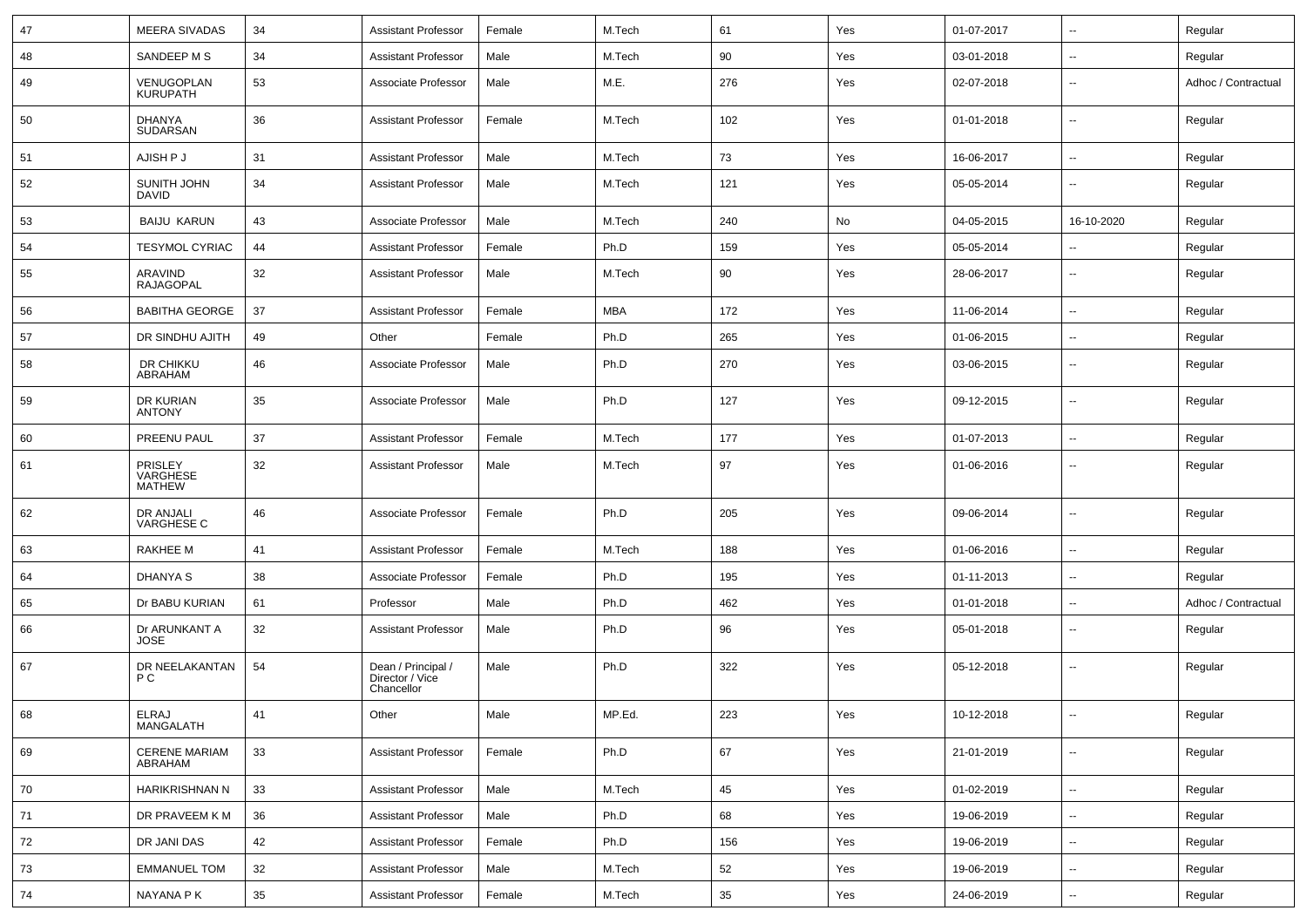| 47 | MEERA SIVADAS | 34 | Assistant Professor | Female | M.Tech | 61 | Yes | 01-07-2017 | -- | Regular |
|---|---|---|---|---|---|---|---|---|---|---|
| 48 | SANDEEP M S | 34 | Assistant Professor | Male | M.Tech | 90 | Yes | 03-01-2018 | -- | Regular |
| 49 | VENUGOPLAN KURUPATH | 53 | Associate Professor | Male | M.E. | 276 | Yes | 02-07-2018 | -- | Adhoc / Contractual |
| 50 | DHANYA SUDARSAN | 36 | Assistant Professor | Female | M.Tech | 102 | Yes | 01-01-2018 | -- | Regular |
| 51 | AJISH P J | 31 | Assistant Professor | Male | M.Tech | 73 | Yes | 16-06-2017 | -- | Regular |
| 52 | SUNITH JOHN DAVID | 34 | Assistant Professor | Male | M.Tech | 121 | Yes | 05-05-2014 | -- | Regular |
| 53 | BAIJU KARUN | 43 | Associate Professor | Male | M.Tech | 240 | No | 04-05-2015 | 16-10-2020 | Regular |
| 54 | TESYMOL CYRIAC | 44 | Assistant Professor | Female | Ph.D | 159 | Yes | 05-05-2014 | -- | Regular |
| 55 | ARAVIND RAJAGOPAL | 32 | Assistant Professor | Male | M.Tech | 90 | Yes | 28-06-2017 | -- | Regular |
| 56 | BABITHA GEORGE | 37 | Assistant Professor | Female | MBA | 172 | Yes | 11-06-2014 | -- | Regular |
| 57 | DR SINDHU AJITH | 49 | Other | Female | Ph.D | 265 | Yes | 01-06-2015 | -- | Regular |
| 58 | DR CHIKKU ABRAHAM | 46 | Associate Professor | Male | Ph.D | 270 | Yes | 03-06-2015 | -- | Regular |
| 59 | DR KURIAN ANTONY | 35 | Associate Professor | Male | Ph.D | 127 | Yes | 09-12-2015 | -- | Regular |
| 60 | PREENU PAUL | 37 | Assistant Professor | Female | M.Tech | 177 | Yes | 01-07-2013 | -- | Regular |
| 61 | PRISLEY VARGHESE MATHEW | 32 | Assistant Professor | Male | M.Tech | 97 | Yes | 01-06-2016 | -- | Regular |
| 62 | DR ANJALI VARGHESE C | 46 | Associate Professor | Female | Ph.D | 205 | Yes | 09-06-2014 | -- | Regular |
| 63 | RAKHEE M | 41 | Assistant Professor | Female | M.Tech | 188 | Yes | 01-06-2016 | -- | Regular |
| 64 | DHANYA S | 38 | Associate Professor | Female | Ph.D | 195 | Yes | 01-11-2013 | -- | Regular |
| 65 | Dr BABU KURIAN | 61 | Professor | Male | Ph.D | 462 | Yes | 01-01-2018 | -- | Adhoc / Contractual |
| 66 | Dr ARUNKANT A JOSE | 32 | Assistant Professor | Male | Ph.D | 96 | Yes | 05-01-2018 | -- | Regular |
| 67 | DR NEELAKANTAN P C | 54 | Dean / Principal / Director / Vice Chancellor | Male | Ph.D | 322 | Yes | 05-12-2018 | -- | Regular |
| 68 | ELRAJ MANGALATH | 41 | Other | Male | MP.Ed. | 223 | Yes | 10-12-2018 | -- | Regular |
| 69 | CERENE MARIAM ABRAHAM | 33 | Assistant Professor | Female | Ph.D | 67 | Yes | 21-01-2019 | -- | Regular |
| 70 | HARIKRISHNAN N | 33 | Assistant Professor | Male | M.Tech | 45 | Yes | 01-02-2019 | -- | Regular |
| 71 | DR PRAVEEM K M | 36 | Assistant Professor | Male | Ph.D | 68 | Yes | 19-06-2019 | -- | Regular |
| 72 | DR JANI DAS | 42 | Assistant Professor | Female | Ph.D | 156 | Yes | 19-06-2019 | -- | Regular |
| 73 | EMMANUEL TOM | 32 | Assistant Professor | Male | M.Tech | 52 | Yes | 19-06-2019 | -- | Regular |
| 74 | NAYANA P K | 35 | Assistant Professor | Female | M.Tech | 35 | Yes | 24-06-2019 | -- | Regular |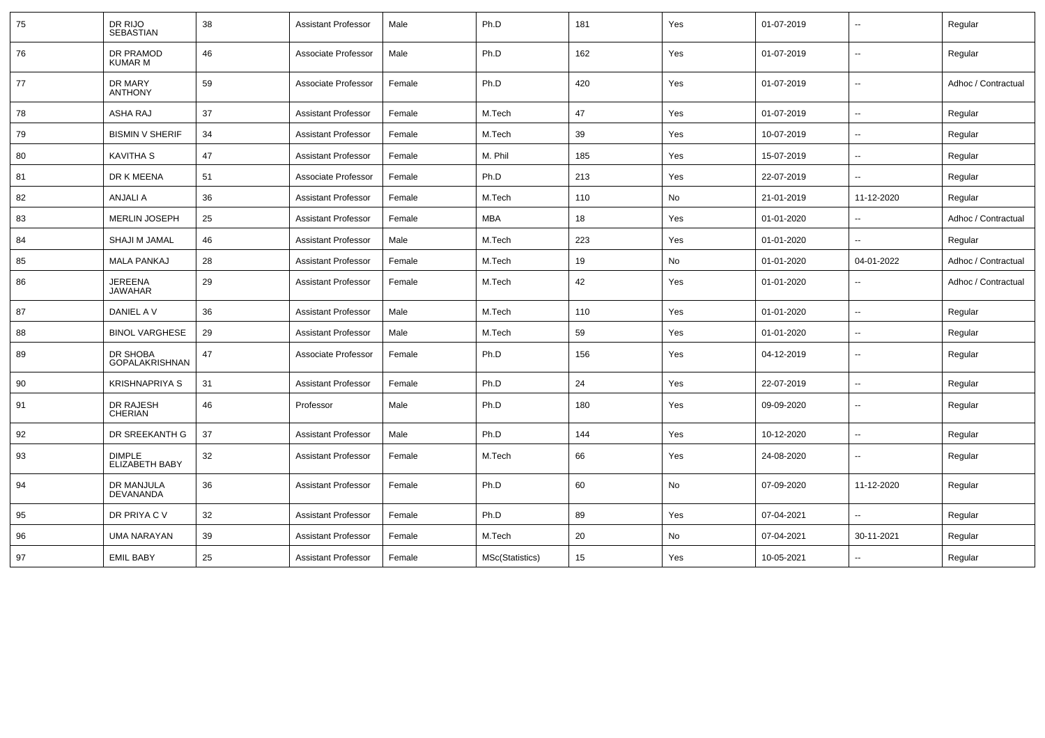| | | | | | | | | | | |
|---|---|---|---|---|---|---|---|---|---|---|
| 75 | DR RIJO SEBASTIAN | 38 | Assistant Professor | Male | Ph.D | 181 | Yes | 01-07-2019 | -- | Regular |
| 76 | DR PRAMOD KUMAR M | 46 | Associate Professor | Male | Ph.D | 162 | Yes | 01-07-2019 | -- | Regular |
| 77 | DR MARY ANTHONY | 59 | Associate Professor | Female | Ph.D | 420 | Yes | 01-07-2019 | -- | Adhoc / Contractual |
| 78 | ASHA RAJ | 37 | Assistant Professor | Female | M.Tech | 47 | Yes | 01-07-2019 | -- | Regular |
| 79 | BISMIN V SHERIF | 34 | Assistant Professor | Female | M.Tech | 39 | Yes | 10-07-2019 | -- | Regular |
| 80 | KAVITHA S | 47 | Assistant Professor | Female | M. Phil | 185 | Yes | 15-07-2019 | -- | Regular |
| 81 | DR K MEENA | 51 | Associate Professor | Female | Ph.D | 213 | Yes | 22-07-2019 | -- | Regular |
| 82 | ANJALI A | 36 | Assistant Professor | Female | M.Tech | 110 | No | 21-01-2019 | 11-12-2020 | Regular |
| 83 | MERLIN JOSEPH | 25 | Assistant Professor | Female | MBA | 18 | Yes | 01-01-2020 | -- | Adhoc / Contractual |
| 84 | SHAJI M JAMAL | 46 | Assistant Professor | Male | M.Tech | 223 | Yes | 01-01-2020 | -- | Regular |
| 85 | MALA PANKAJ | 28 | Assistant Professor | Female | M.Tech | 19 | No | 01-01-2020 | 04-01-2022 | Adhoc / Contractual |
| 86 | JEREENA JAWAHAR | 29 | Assistant Professor | Female | M.Tech | 42 | Yes | 01-01-2020 | -- | Adhoc / Contractual |
| 87 | DANIEL A V | 36 | Assistant Professor | Male | M.Tech | 110 | Yes | 01-01-2020 | -- | Regular |
| 88 | BINOL VARGHESE | 29 | Assistant Professor | Male | M.Tech | 59 | Yes | 01-01-2020 | -- | Regular |
| 89 | DR SHOBA GOPALAKRISHNAN | 47 | Associate Professor | Female | Ph.D | 156 | Yes | 04-12-2019 | -- | Regular |
| 90 | KRISHNAPRIYA S | 31 | Assistant Professor | Female | Ph.D | 24 | Yes | 22-07-2019 | -- | Regular |
| 91 | DR RAJESH CHERIAN | 46 | Professor | Male | Ph.D | 180 | Yes | 09-09-2020 | -- | Regular |
| 92 | DR SREEKANTH G | 37 | Assistant Professor | Male | Ph.D | 144 | Yes | 10-12-2020 | -- | Regular |
| 93 | DIMPLE ELIZABETH BABY | 32 | Assistant Professor | Female | M.Tech | 66 | Yes | 24-08-2020 | -- | Regular |
| 94 | DR MANJULA DEVANANDA | 36 | Assistant Professor | Female | Ph.D | 60 | No | 07-09-2020 | 11-12-2020 | Regular |
| 95 | DR PRIYA C V | 32 | Assistant Professor | Female | Ph.D | 89 | Yes | 07-04-2021 | -- | Regular |
| 96 | UMA NARAYAN | 39 | Assistant Professor | Female | M.Tech | 20 | No | 07-04-2021 | 30-11-2021 | Regular |
| 97 | EMIL BABY | 25 | Assistant Professor | Female | MSc(Statistics) | 15 | Yes | 10-05-2021 | -- | Regular |